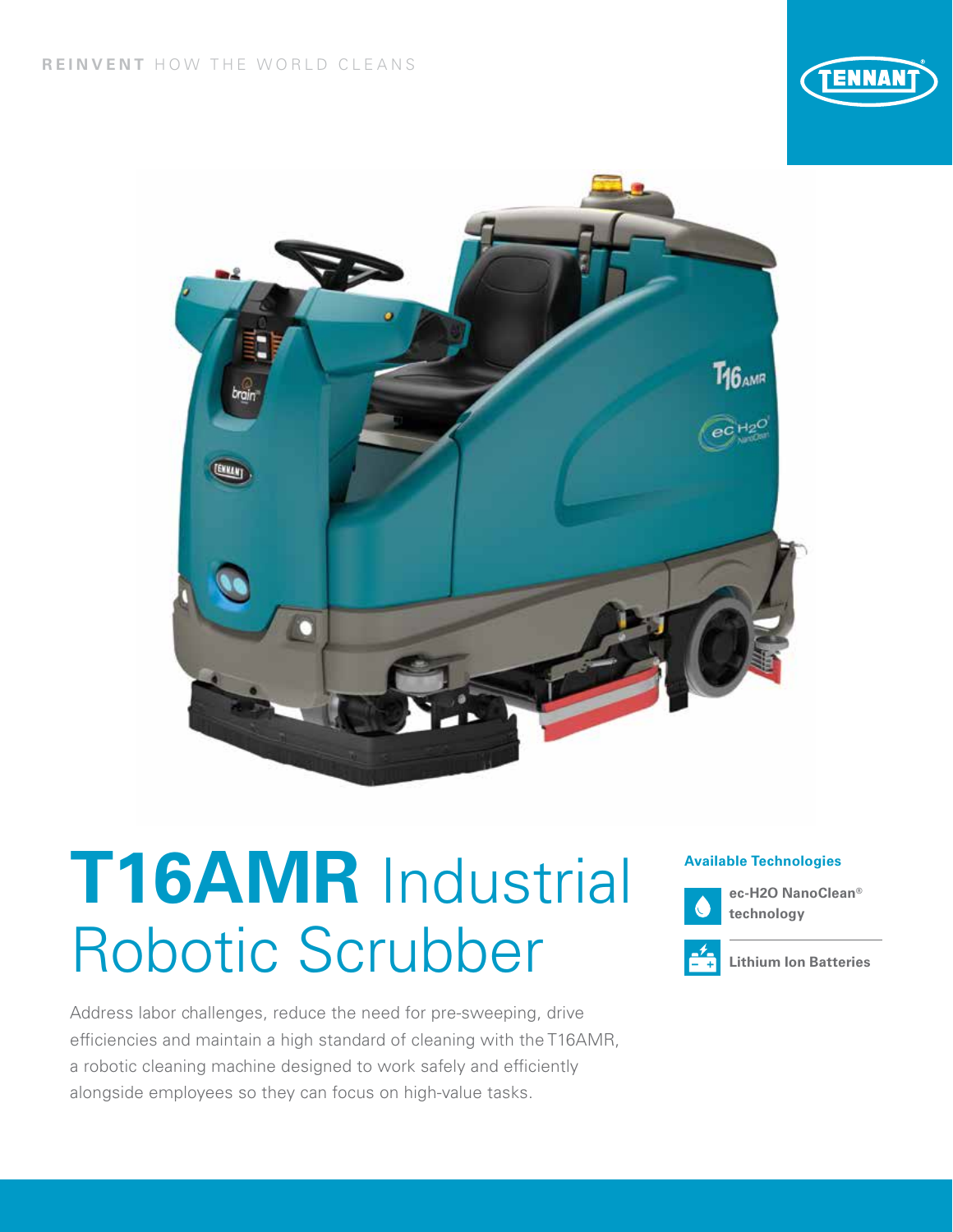**REINVENT** HOW THE WORLD CLEANS

# **T16AMR** Industrial Robotic Scrubber

Address labor challenges, reduce the need for pre-sweeping, drive efficiencies and maintain a high standard of cleaning with the T16AMR, a robotic cleaning machine designed to work safely and efficiently alongside employees so they can focus on high-value tasks.

**Available Technologies**

- **ec-H2O NanoClean® technology**
- **Lithium Ion Batteries**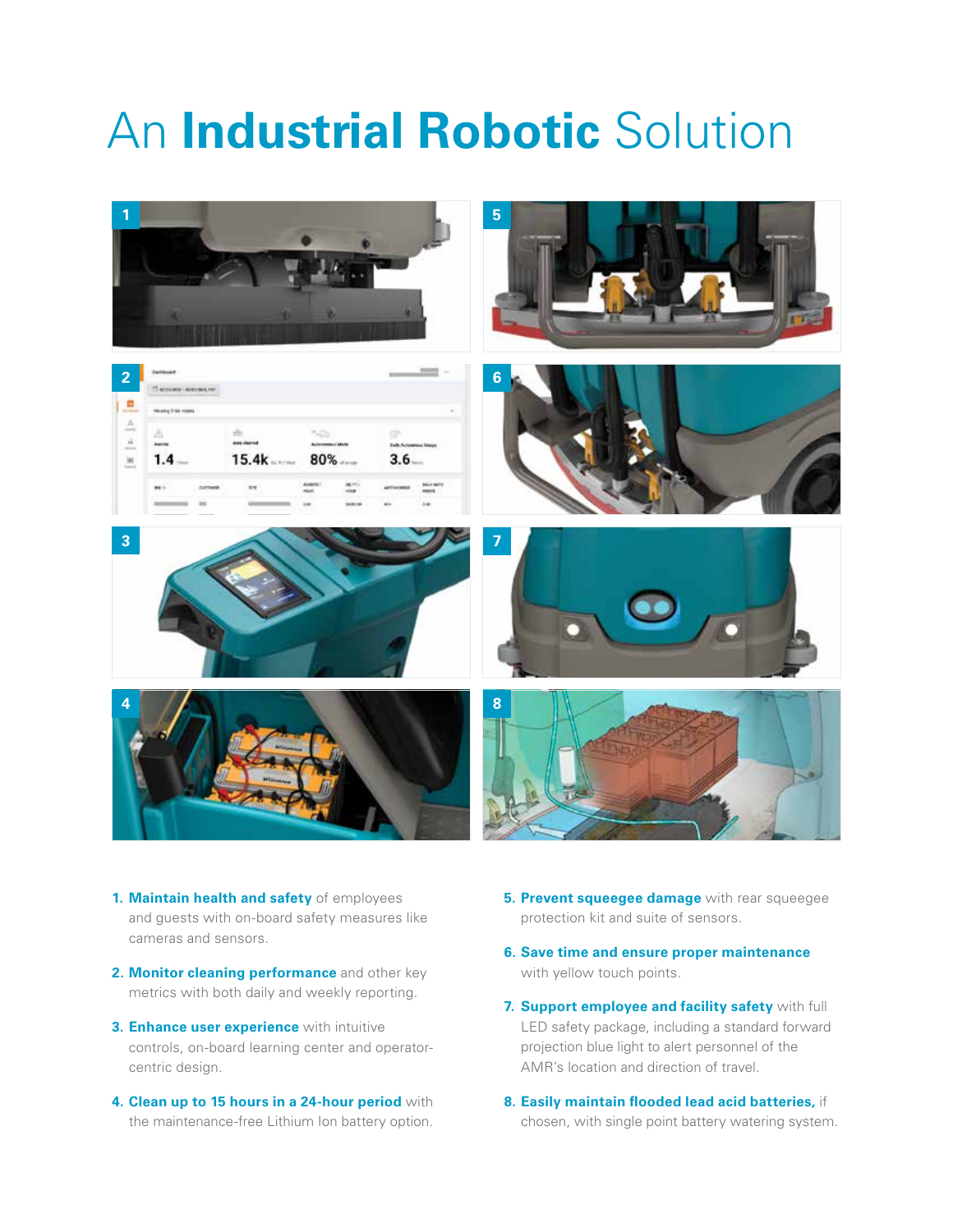# An **Industrial Robotic** Solution

1. **Maintain health and safety** of employees and guests with on-board safety measures like cameras and sensors.

2. **Monitor cleaning performance** and other key metrics with both daily and weekly reporting.

3. **Enhance user experience** with intuitive controls, on-board learning center and operator-centric design.

4. **Clean up to 15 hours in a 24-hour period** with the maintenance-free Lithium Ion battery option.

5. **Prevent squeegee damage** with rear squeegee protection kit and suite of sensors.

6. **Save time and ensure proper maintenance** with yellow touch points.

7. **Support employee and facility safety** with full LED safety package, including a standard forward projection blue light to alert personnel of the AMR's location and direction of travel.

8. **Easily maintain flooded lead acid batteries,** if chosen, with single point battery watering system.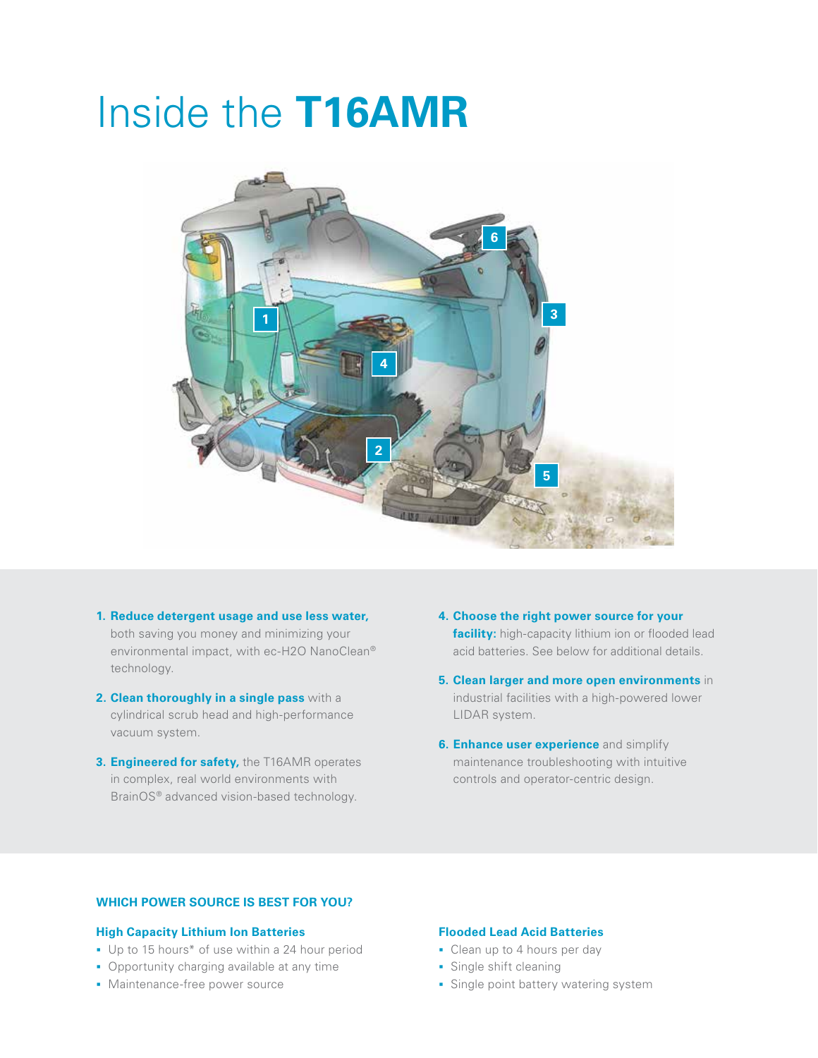# Inside the **T16AMR**

1. **Reduce detergent usage and use less water,** both saving you money and minimizing your environmental impact, with ec-H2O NanoClean® technology.
2. **Clean thoroughly in a single pass** with a cylindrical scrub head and high-performance vacuum system.
3. **Engineered for safety,** the T16AMR operates in complex, real world environments with BrainOS® advanced vision-based technology.
4. **Choose the right power source for your facility:** high-capacity lithium ion or flooded lead acid batteries. See below for additional details.
5. **Clean larger and more open environments** in industrial facilities with a high-powered lower LIDAR system.
6. **Enhance user experience** and simplify maintenance troubleshooting with intuitive controls and operator-centric design.

## WHICH POWER SOURCE IS BEST FOR YOU?

### High Capacity Lithium Ion Batteries

- Up to 15 hours* of use within a 24 hour period
- Opportunity charging available at any time
- Maintenance-free power source

### Flooded Lead Acid Batteries

- Clean up to 4 hours per day
- Single shift cleaning
- Single point battery watering system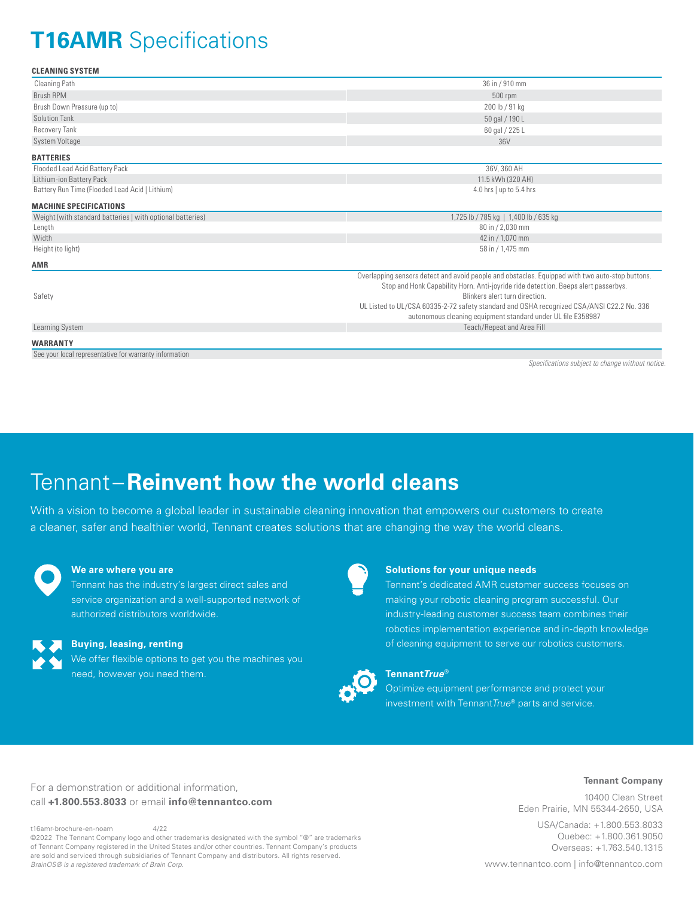# **T16AMR** Specifications

| | |
|---|---|
| **CLEANING SYSTEM** | |
| Cleaning Path | 36 in / 910 mm |
| Brush RPM | 500 rpm |
| Brush Down Pressure (up to) | 200 lb / 91 kg |
| Solution Tank | 50 gal / 190 L |
| Recovery Tank | 60 gal / 225 L |
| System Voltage | 36V |
| **BATTERIES** | |
| Flooded Lead Acid Battery Pack | 36V, 360 AH |
| Lithium-ion Battery Pack | 11.5 kWh (320 AH) |
| Battery Run Time (Flooded Lead Acid \| Lithium) | 4.0 hrs \| up to 5.4 hrs |
| **MACHINE SPECIFICATIONS** | |
| Weight (with standard batteries \| with optional batteries) | 1,725 lb / 785 kg \| 1,400 lb / 635 kg |
| Length | 80 in / 2,030 mm |
| Width | 42 in / 1,070 mm |
| Height (to light) | 58 in / 1,475 mm |
| **AMR** | |
| Safety | Overlapping sensors detect and avoid people and obstacles. Equipped with two auto-stop buttons. Stop and Honk Capability Horn. Anti-joyride ride detection. Beeps alert passerbys. Blinkers alert turn direction. UL Listed to UL/CSA 60335-2-72 safety standard and OSHA recognized CSA/ANSI C22.2 No. 336 autonomous cleaning equipment standard under UL file E358987 |
| Learning System | Teach/Repeat and Area Fill |
| **WARRANTY** | |
| See your local representative for warranty information | |

*Specifications subject to change without notice.*

## Tennant–**Reinvent how the world cleans**

With a vision to become a global leader in sustainable cleaning innovation that empowers our customers to create a cleaner, safer and healthier world, Tennant creates solutions that are changing the way the world cleans.

### We are where you are

Tennant has the industry's largest direct sales and service organization and a well-supported network of authorized distributors worldwide.

### Buying, leasing, renting

We offer flexible options to get you the machines you need, however you need them.

### Solutions for your unique needs

Tennant's dedicated AMR customer success focuses on making your robotic cleaning program successful. Our industry-leading customer success team combines their robotics implementation experience and in-depth knowledge of cleaning equipment to serve our robotics customers.

### Tennant*True*®

Optimize equipment performance and protect your investment with Tennant*True*® parts and service.

For a demonstration or additional information, call **+1.800.553.8033** or email **info@tennantco.com**

**Tennant Company**

10400 Clean Street
Eden Prairie, MN 55344-2650, USA

USA/Canada: +1.800.553.8033
Quebec: +1.800.361.9050
Overseas: +1.763.540.1315

www.tennantco.com | info@tennantco.com

t16amr-brochure-en-noam 4/22

©2022 The Tennant Company logo and other trademarks designated with the symbol "®" are trademarks of Tennant Company registered in the United States and/or other countries. Tennant Company's products are sold and serviced through subsidiaries of Tennant Company and distributors. All rights reserved.

*BrainOS® is a registered trademark of Brain Corp.*